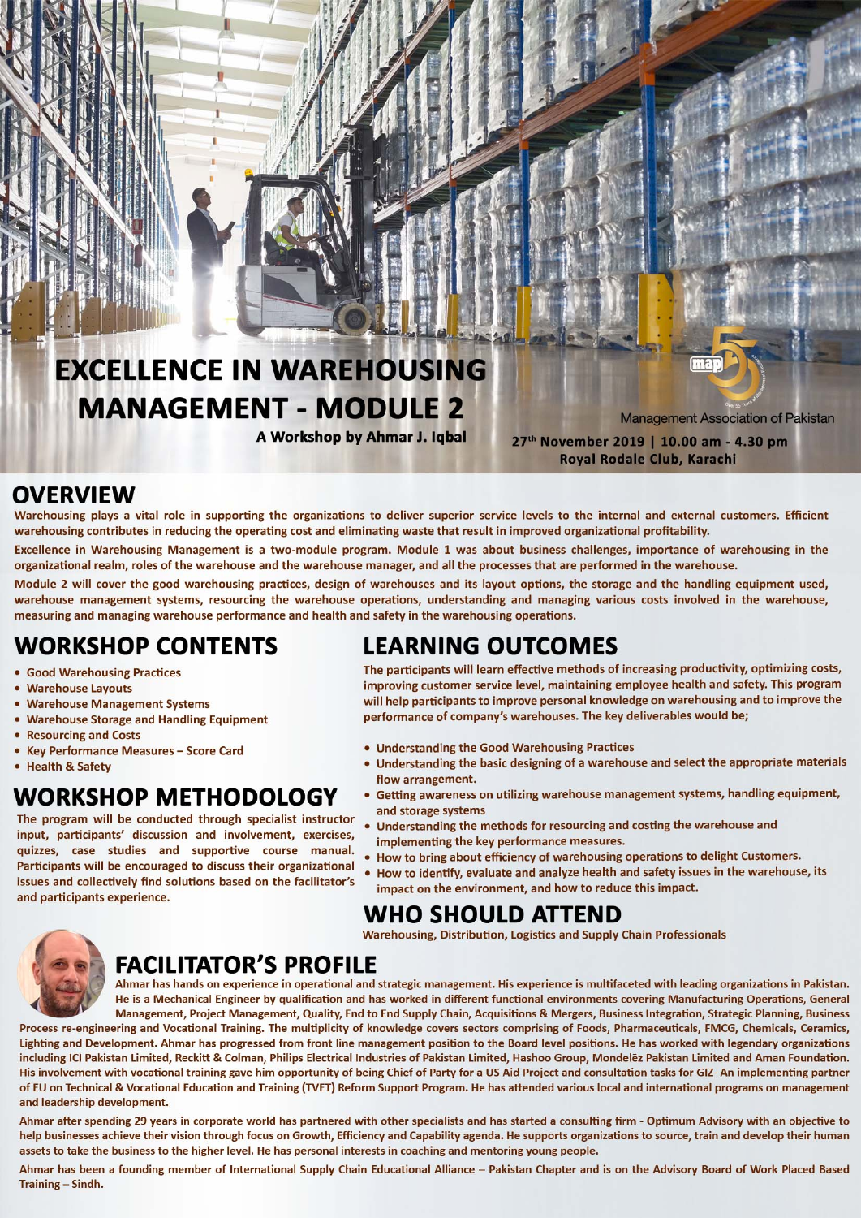# EXCELLENCE IN WAREHOUSING MANAGEMENT - MODULE 2

**A Workshop by Ahmar J. Iqbal**

Management Association of Pakistan

**27th November 2019 | 10.00 am - 4.30 pm**
**Royal Rodale Club, Karachi**

## OVERVIEW

Warehousing plays a vital role in supporting the organizations to deliver superior service levels to the internal and external customers. Efficient warehousing contributes in reducing the operating cost and eliminating waste that result in improved organizational profitability.

Excellence in Warehousing Management is a two-module program. Module 1 was about business challenges, importance of warehousing in the organizational realm, roles of the warehouse and the warehouse manager, and all the processes that are performed in the warehouse.

Module 2 will cover the good warehousing practices, design of warehouses and its layout options, the storage and the handling equipment used, warehouse management systems, resourcing the warehouse operations, understanding and managing various costs involved in the warehouse, measuring and managing warehouse performance and health and safety in the warehousing operations.

## WORKSHOP CONTENTS

- Good Warehousing Practices
- Warehouse Layouts
- Warehouse Management Systems
- Warehouse Storage and Handling Equipment
- Resourcing and Costs
- Key Performance Measures – Score Card
- Health & Safety

## WORKSHOP METHODOLOGY

The program will be conducted through specialist instructor input, participants' discussion and involvement, exercises, quizzes, case studies and supportive course manual. Participants will be encouraged to discuss their organizational issues and collectively find solutions based on the facilitator's and participants experience.

## LEARNING OUTCOMES

The participants will learn effective methods of increasing productivity, optimizing costs, improving customer service level, maintaining employee health and safety. This program will help participants to improve personal knowledge on warehousing and to improve the performance of company's warehouses. The key deliverables would be;

- Understanding the Good Warehousing Practices
- Understanding the basic designing of a warehouse and select the appropriate materials flow arrangement.
- Getting awareness on utilizing warehouse management systems, handling equipment, and storage systems
- Understanding the methods for resourcing and costing the warehouse and implementing the key performance measures.
- How to bring about efficiency of warehousing operations to delight Customers.
- How to identify, evaluate and analyze health and safety issues in the warehouse, its impact on the environment, and how to reduce this impact.

## WHO SHOULD ATTEND

Warehousing, Distribution, Logistics and Supply Chain Professionals

## FACILITATOR'S PROFILE

Ahmar has hands on experience in operational and strategic management. His experience is multifaceted with leading organizations in Pakistan. He is a Mechanical Engineer by qualification and has worked in different functional environments covering Manufacturing Operations, General Management, Project Management, Quality, End to End Supply Chain, Acquisitions & Mergers, Business Integration, Strategic Planning, Business Process re-engineering and Vocational Training. The multiplicity of knowledge covers sectors comprising of Foods, Pharmaceuticals, FMCG, Chemicals, Ceramics, Lighting and Development. Ahmar has progressed from front line management position to the Board level positions. He has worked with legendary organizations including ICI Pakistan Limited, Reckitt & Colman, Philips Electrical Industries of Pakistan Limited, Hashoo Group, Mondelēz Pakistan Limited and Aman Foundation. His involvement with vocational training gave him opportunity of being Chief of Party for a US Aid Project and consultation tasks for GIZ- An implementing partner of EU on Technical & Vocational Education and Training (TVET) Reform Support Program. He has attended various local and international programs on management and leadership development.

Ahmar after spending 29 years in corporate world has partnered with other specialists and has started a consulting firm - Optimum Advisory with an objective to help businesses achieve their vision through focus on Growth, Efficiency and Capability agenda. He supports organizations to source, train and develop their human assets to take the business to the higher level. He has personal interests in coaching and mentoring young people.

Ahmar has been a founding member of International Supply Chain Educational Alliance – Pakistan Chapter and is on the Advisory Board of Work Placed Based Training – Sindh.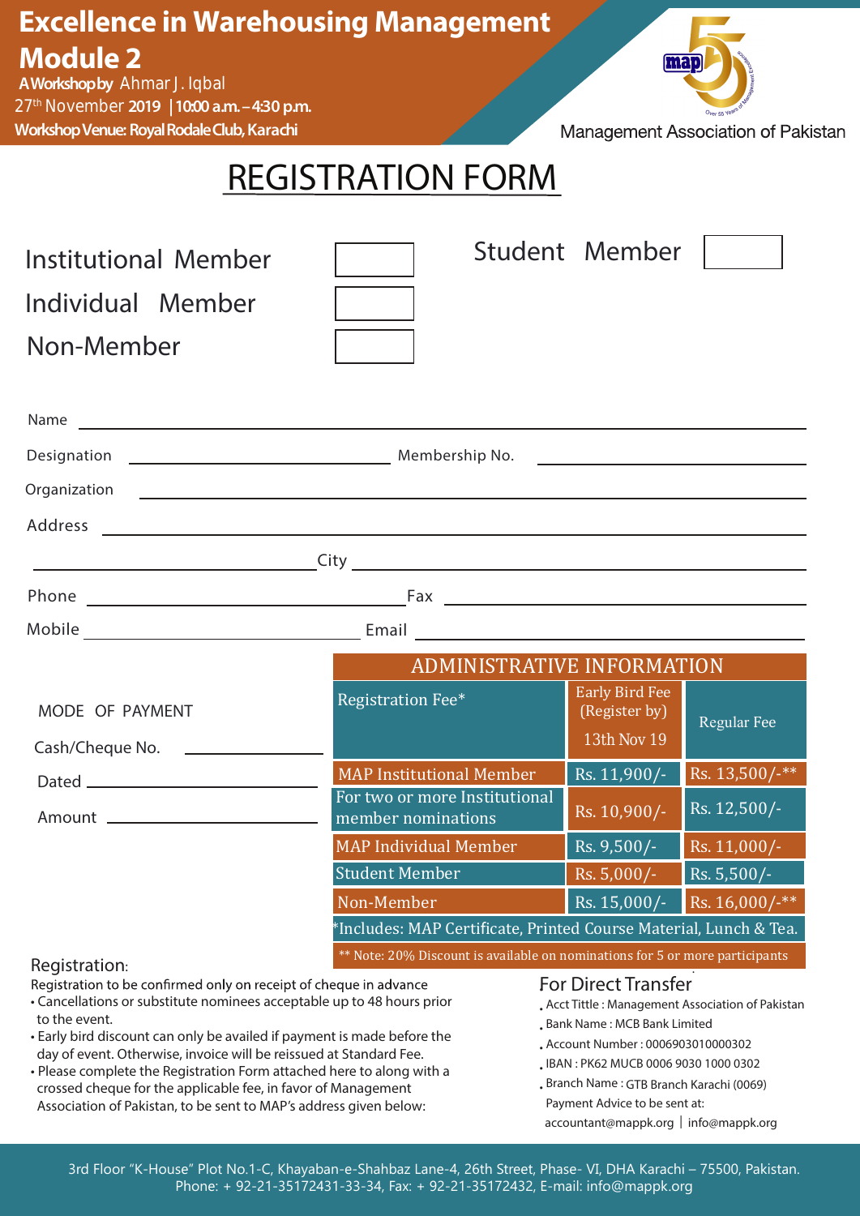# Excellence in Warehousing Management
## Module 2

A Workshop by Ahmar J. Iqbal

27th November 2019 | 10:00 a.m. – 4:30 p.m.

Workshop Venue: Royal Rodale Club, Karachi

Management Association of Pakistan

# REGISTRATION FORM

Institutional Member ☐

Individual Member ☐

Non-Member ☐

Student Member ☐

Name ______________________________

Designation ______________ Membership No. ______________

Organization ______________________________

Address ______________________________

______________ City ______________

Phone ______________ Fax ______________

Mobile ______________ Email ______________

MODE OF PAYMENT

Cash/Cheque No. ______________

Dated ______________

Amount ______________

| ADMINISTRATIVE INFORMATION | | |
|---|---|---|
| Registration Fee* | Early Bird Fee (Register by) 13th Nov 19 | Regular Fee |
| MAP Institutional Member | Rs. 11,900/- | Rs. 13,500/-** |
| For two or more Institutional member nominations | Rs. 10,900/- | Rs. 12,500/- |
| MAP Individual Member | Rs. 9,500/- | Rs. 11,000/- |
| Student Member | Rs. 5,000/- | Rs. 5,500/- |
| Non-Member | Rs. 15,000/- | Rs. 16,000/-** |

*Includes: MAP Certificate, Printed Course Material, Lunch & Tea.

** Note: 20% Discount is available on nominations for 5 or more participants

### Registration:

Registration to be confirmed only on receipt of cheque in advance

- Cancellations or substitute nominees acceptable up to 48 hours prior to the event.
- Early bird discount can only be availed if payment is made before the day of event. Otherwise, invoice will be reissued at Standard Fee.
- Please complete the Registration Form attached here to along with a crossed cheque for the applicable fee, in favor of Management Association of Pakistan, to be sent to MAP's address given below:

### For Direct Transfer

- Acct Tittle : Management Association of Pakistan
- Bank Name : MCB Bank Limited
- Account Number : 0006903010000302
- IBAN : PK62 MUCB 0006 9030 1000 0302
- Branch Name : GTB Branch Karachi (0069)

Payment Advice to be sent at: accountant@mappk.org | info@mappk.org

3rd Floor "K-House" Plot No.1-C, Khayaban-e-Shahbaz Lane-4, 26th Street, Phase- VI, DHA Karachi – 75500, Pakistan.
Phone: + 92-21-35172431-33-34, Fax: + 92-21-35172432, E-mail: info@mappk.org